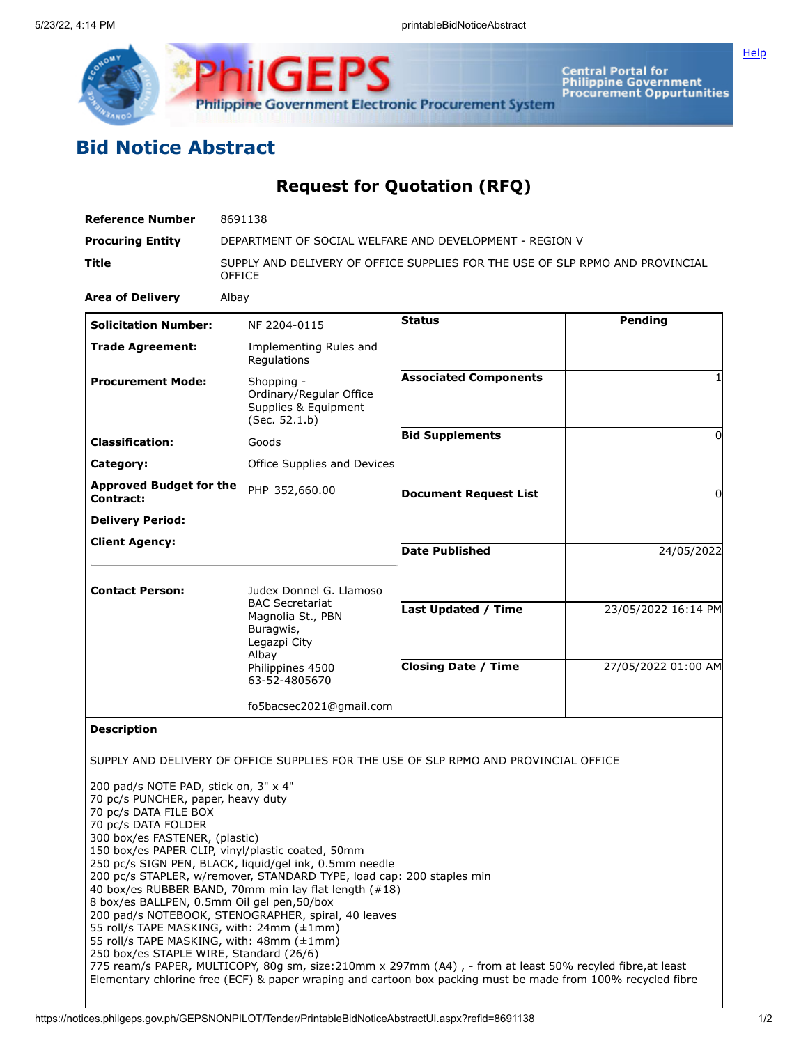# Bid Notice Abstract

## Request for Quotation (RFQ)

| | |
|---|---|
| **Reference Number** | 8691138 |
| **Procuring Entity** | DEPARTMENT OF SOCIAL WELFARE AND DEVELOPMENT - REGION V |
| **Title** | SUPPLY AND DELIVERY OF OFFICE SUPPLIES FOR THE USE OF SLP RPMO AND PROVINCIAL OFFICE |
| **Area of Delivery** | Albay |

| | |
|---|---|
| **Solicitation Number:** | NF 2204-0115 |
| **Trade Agreement:** | Implementing Rules and Regulations |
| **Procurement Mode:** | Shopping - Ordinary/Regular Office Supplies & Equipment (Sec. 52.1.b) |
| **Classification:** | Goods |
| **Category:** | Office Supplies and Devices |
| **Approved Budget for the Contract:** | PHP 352,660.00 |
| **Delivery Period:** | |
| **Client Agency:** | |
| **Contact Person:** | Judex Donnel G. Llamoso<br>BAC Secretariat<br>Magnolia St., PBN<br>Buragwis,<br>Legazpi City<br>Albay<br>Philippines 4500<br>63-52-4805670<br><br>fo5bacsec2021@gmail.com |

| | |
|---|---|
| **Status** | Pending |
| **Associated Components** | 1 |
| **Bid Supplements** | 0 |
| **Document Request List** | 0 |
| **Date Published** | 24/05/2022 |
| **Last Updated / Time** | 23/05/2022 16:14 PM |
| **Closing Date / Time** | 27/05/2022 01:00 AM |

**Description**

SUPPLY AND DELIVERY OF OFFICE SUPPLIES FOR THE USE OF SLP RPMO AND PROVINCIAL OFFICE

200 pad/s NOTE PAD, stick on, 3" x 4"
70 pc/s PUNCHER, paper, heavy duty
70 pc/s DATA FILE BOX
70 pc/s DATA FOLDER
300 box/es FASTENER, (plastic)
150 box/es PAPER CLIP, vinyl/plastic coated, 50mm
250 pc/s SIGN PEN, BLACK, liquid/gel ink, 0.5mm needle
200 pc/s STAPLER, w/remover, STANDARD TYPE, load cap: 200 staples min
40 box/es RUBBER BAND, 70mm min lay flat length (#18)
8 box/es BALLPEN, 0.5mm Oil gel pen,50/box
200 pad/s NOTEBOOK, STENOGRAPHER, spiral, 40 leaves
55 roll/s TAPE MASKING, with: 24mm (±1mm)
55 roll/s TAPE MASKING, with: 48mm (±1mm)
250 box/es STAPLE WIRE, Standard (26/6)
775 ream/s PAPER, MULTICOPY, 80g sm, size:210mm x 297mm (A4) , - from at least 50% recyled fibre,at least Elementary chlorine free (ECF) & paper wraping and cartoon box packing must be made from 100% recycled fibre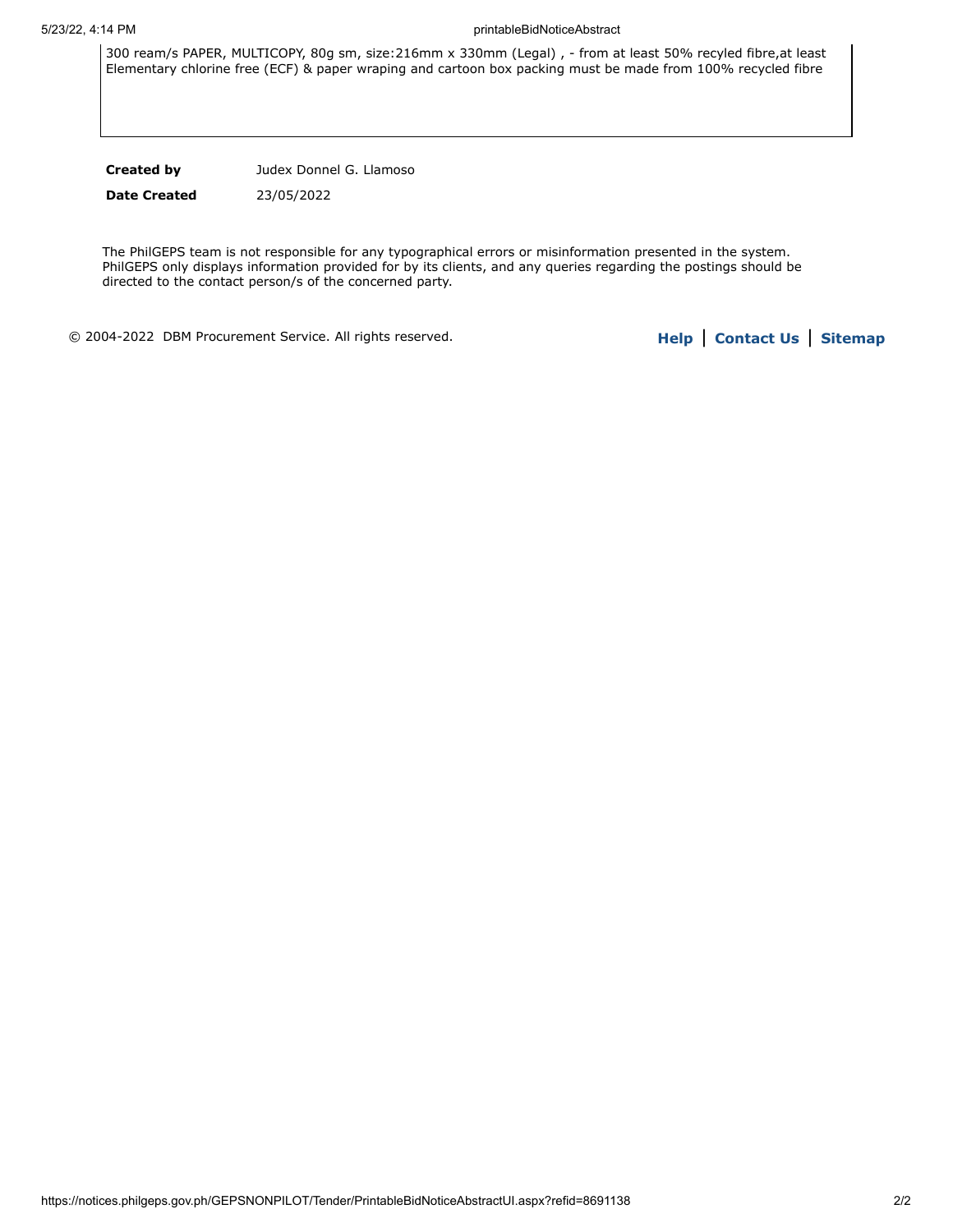300 ream/s PAPER, MULTICOPY, 80g sm, size:216mm x 330mm (Legal) , - from at least 50% recyled fibre,at least Elementary chlorine free (ECF) & paper wraping and cartoon box packing must be made from 100% recycled fibre

| | |
|---|---|
| **Created by** | Judex Donnel G. Llamoso |
| **Date Created** | 23/05/2022 |

The PhilGEPS team is not responsible for any typographical errors or misinformation presented in the system. PhilGEPS only displays information provided for by its clients, and any queries regarding the postings should be directed to the contact person/s of the concerned party.

© 2004-2022 DBM Procurement Service. All rights reserved.

**Help** | **Contact Us** | **Sitemap**